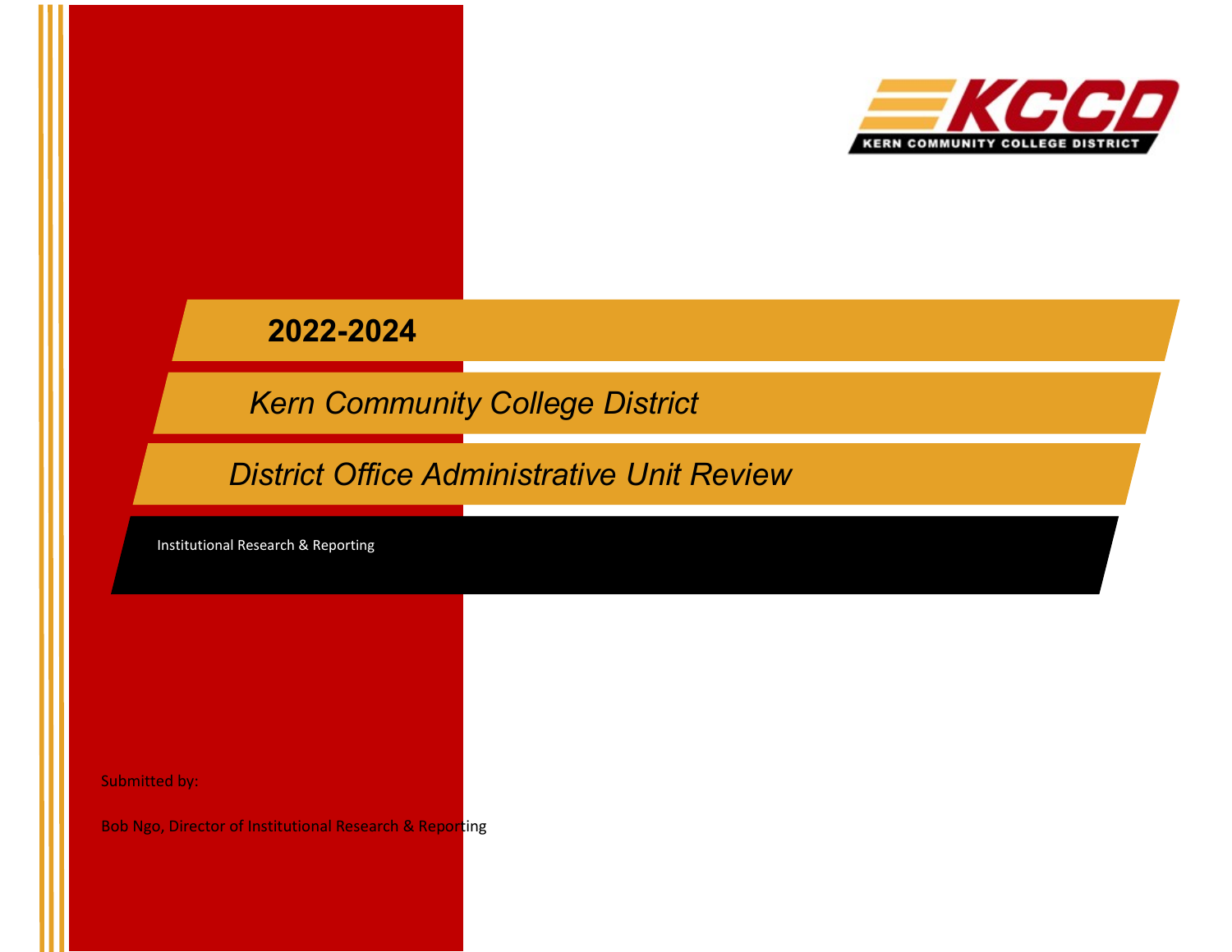KCCD
KERN COMMUNITY COLLEGE DISTRICT

# 2022-2024

# *Kern Community College District*

# *District Office Administrative Unit Review*

Institutional Research & Reporting

Submitted by:

Bob Ngo, Director of Institutional Research & Reporting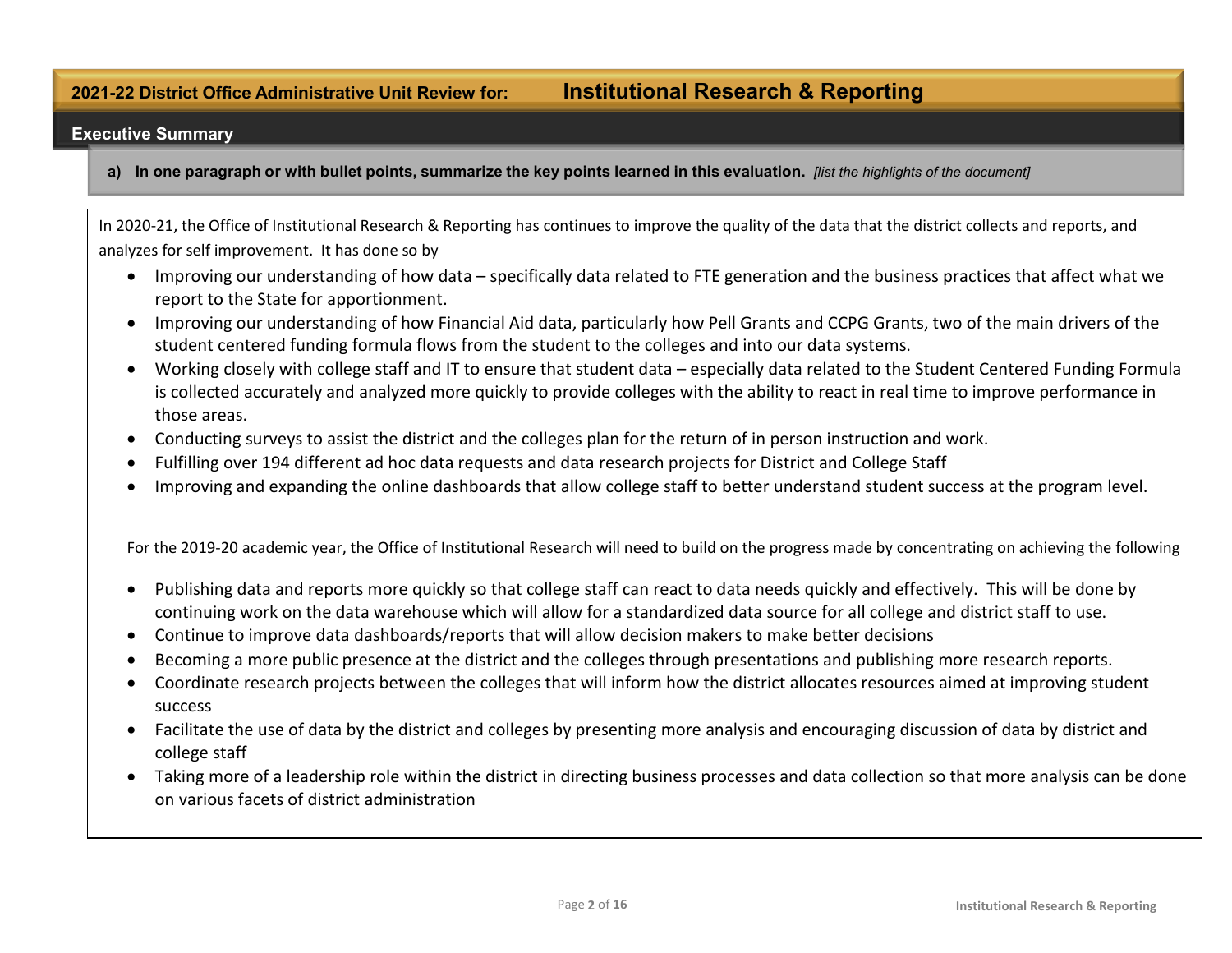## 2021-22 District Office Administrative Unit Review for: Institutional Research & Reporting

### Executive Summary

**a) In one paragraph or with bullet points, summarize the key points learned in this evaluation.** *[list the highlights of the document]*

In 2020-21, the Office of Institutional Research & Reporting has continues to improve the quality of the data that the district collects and reports, and analyzes for self improvement. It has done so by

- Improving our understanding of how data – specifically data related to FTE generation and the business practices that affect what we report to the State for apportionment.
- Improving our understanding of how Financial Aid data, particularly how Pell Grants and CCPG Grants, two of the main drivers of the student centered funding formula flows from the student to the colleges and into our data systems.
- Working closely with college staff and IT to ensure that student data – especially data related to the Student Centered Funding Formula is collected accurately and analyzed more quickly to provide colleges with the ability to react in real time to improve performance in those areas.
- Conducting surveys to assist the district and the colleges plan for the return of in person instruction and work.
- Fulfilling over 194 different ad hoc data requests and data research projects for District and College Staff
- Improving and expanding the online dashboards that allow college staff to better understand student success at the program level.

For the 2019-20 academic year, the Office of Institutional Research will need to build on the progress made by concentrating on achieving the following

- Publishing data and reports more quickly so that college staff can react to data needs quickly and effectively. This will be done by continuing work on the data warehouse which will allow for a standardized data source for all college and district staff to use.
- Continue to improve data dashboards/reports that will allow decision makers to make better decisions
- Becoming a more public presence at the district and the colleges through presentations and publishing more research reports.
- Coordinate research projects between the colleges that will inform how the district allocates resources aimed at improving student success
- Facilitate the use of data by the district and colleges by presenting more analysis and encouraging discussion of data by district and college staff
- Taking more of a leadership role within the district in directing business processes and data collection so that more analysis can be done on various facets of district administration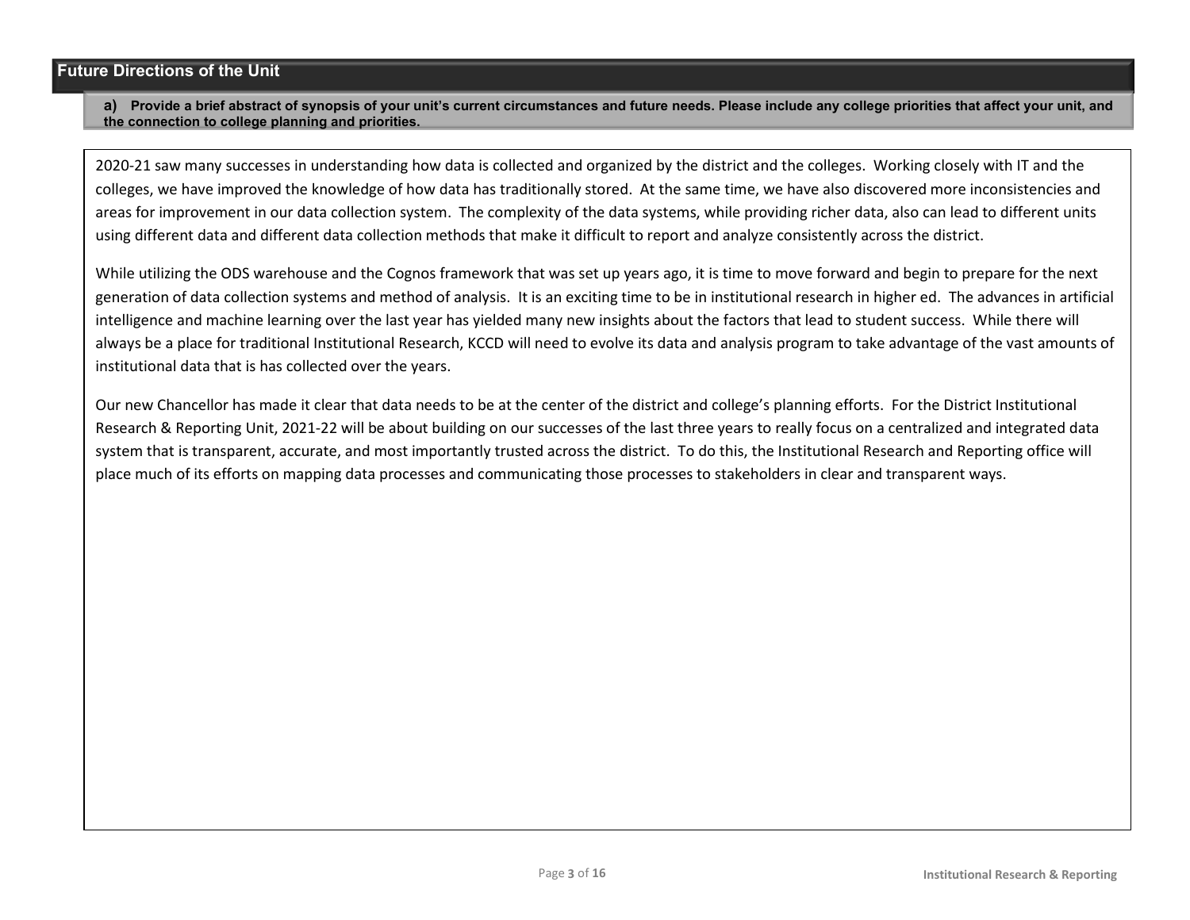## Future Directions of the Unit

**a) Provide a brief abstract of synopsis of your unit's current circumstances and future needs. Please include any college priorities that affect your unit, and the connection to college planning and priorities.**

2020-21 saw many successes in understanding how data is collected and organized by the district and the colleges. Working closely with IT and the colleges, we have improved the knowledge of how data has traditionally stored. At the same time, we have also discovered more inconsistencies and areas for improvement in our data collection system. The complexity of the data systems, while providing richer data, also can lead to different units using different data and different data collection methods that make it difficult to report and analyze consistently across the district.

While utilizing the ODS warehouse and the Cognos framework that was set up years ago, it is time to move forward and begin to prepare for the next generation of data collection systems and method of analysis. It is an exciting time to be in institutional research in higher ed. The advances in artificial intelligence and machine learning over the last year has yielded many new insights about the factors that lead to student success. While there will always be a place for traditional Institutional Research, KCCD will need to evolve its data and analysis program to take advantage of the vast amounts of institutional data that is has collected over the years.

Our new Chancellor has made it clear that data needs to be at the center of the district and college's planning efforts. For the District Institutional Research & Reporting Unit, 2021-22 will be about building on our successes of the last three years to really focus on a centralized and integrated data system that is transparent, accurate, and most importantly trusted across the district. To do this, the Institutional Research and Reporting office will place much of its efforts on mapping data processes and communicating those processes to stakeholders in clear and transparent ways.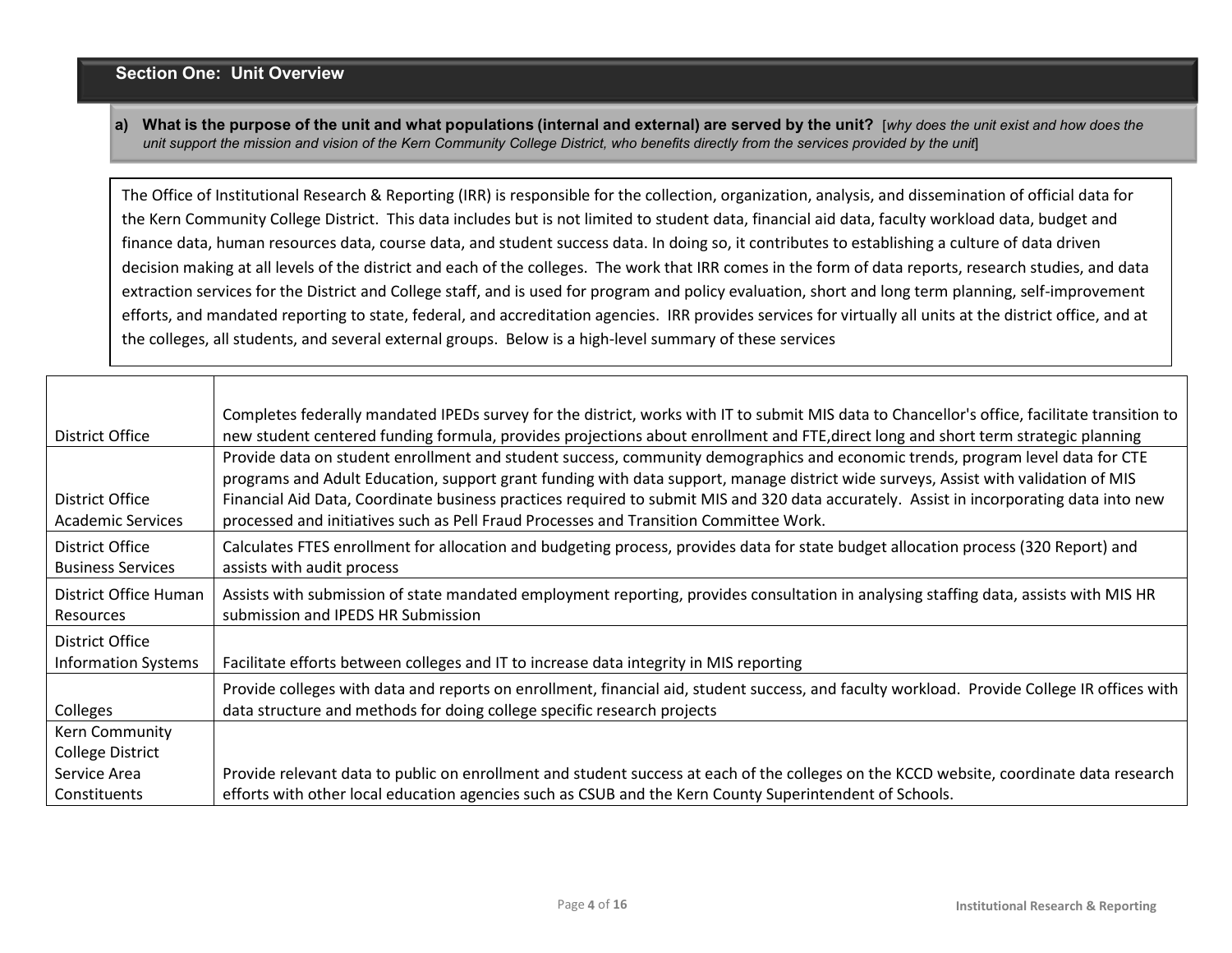## Section One: Unit Overview

**a) What is the purpose of the unit and what populations (internal and external) are served by the unit?** [*why does the unit exist and how does the unit support the mission and vision of the Kern Community College District, who benefits directly from the services provided by the unit*]

The Office of Institutional Research & Reporting (IRR) is responsible for the collection, organization, analysis, and dissemination of official data for the Kern Community College District. This data includes but is not limited to student data, financial aid data, faculty workload data, budget and finance data, human resources data, course data, and student success data. In doing so, it contributes to establishing a culture of data driven decision making at all levels of the district and each of the colleges. The work that IRR comes in the form of data reports, research studies, and data extraction services for the District and College staff, and is used for program and policy evaluation, short and long term planning, self-improvement efforts, and mandated reporting to state, federal, and accreditation agencies. IRR provides services for virtually all units at the district office, and at the colleges, all students, and several external groups. Below is a high-level summary of these services

| | |
|---|---|
| District Office | Completes federally mandated IPEDs survey for the district, works with IT to submit MIS data to Chancellor's office, facilitate transition to new student centered funding formula, provides projections about enrollment and FTE,direct long and short term strategic planning |
| District Office Academic Services | Provide data on student enrollment and student success, community demographics and economic trends, program level data for CTE programs and Adult Education, support grant funding with data support, manage district wide surveys, Assist with validation of MIS Financial Aid Data, Coordinate business practices required to submit MIS and 320 data accurately. Assist in incorporating data into new processed and initiatives such as Pell Fraud Processes and Transition Committee Work. |
| District Office Business Services | Calculates FTES enrollment for allocation and budgeting process, provides data for state budget allocation process (320 Report) and assists with audit process |
| District Office Human Resources | Assists with submission of state mandated employment reporting, provides consultation in analysing staffing data, assists with MIS HR submission and IPEDS HR Submission |
| District Office Information Systems | Facilitate efforts between colleges and IT to increase data integrity in MIS reporting |
| Colleges | Provide colleges with data and reports on enrollment, financial aid, student success, and faculty workload. Provide College IR offices with data structure and methods for doing college specific research projects |
| Kern Community College District Service Area Constituents | Provide relevant data to public on enrollment and student success at each of the colleges on the KCCD website, coordinate data research efforts with other local education agencies such as CSUB and the Kern County Superintendent of Schools. |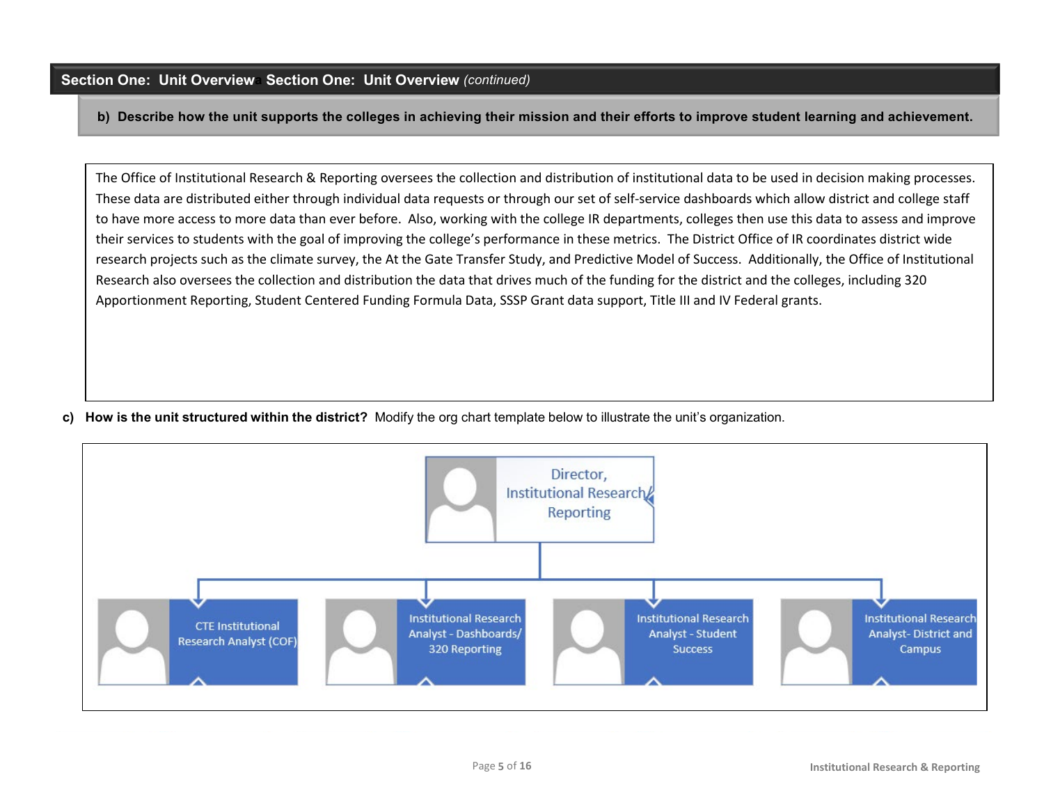## Section One: Unit Overview Section One: Unit Overview *(continued)*

**b) Describe how the unit supports the colleges in achieving their mission and their efforts to improve student learning and achievement.**

The Office of Institutional Research & Reporting oversees the collection and distribution of institutional data to be used in decision making processes. These data are distributed either through individual data requests or through our set of self-service dashboards which allow district and college staff to have more access to more data than ever before. Also, working with the college IR departments, colleges then use this data to assess and improve their services to students with the goal of improving the college's performance in these metrics. The District Office of IR coordinates district wide research projects such as the climate survey, the At the Gate Transfer Study, and Predictive Model of Success. Additionally, the Office of Institutional Research also oversees the collection and distribution the data that drives much of the funding for the district and the colleges, including 320 Apportionment Reporting, Student Centered Funding Formula Data, SSSP Grant data support, Title III and IV Federal grants.

**c) How is the unit structured within the district?** Modify the org chart template below to illustrate the unit's organization.

- Director, Institutional Research/ Reporting
  - CTE Institutional Research Analyst (COF)
  - Institutional Research Analyst - Dashboards/ 320 Reporting
  - Institutional Research Analyst - Student Success
  - Institutional Research Analyst- District and Campus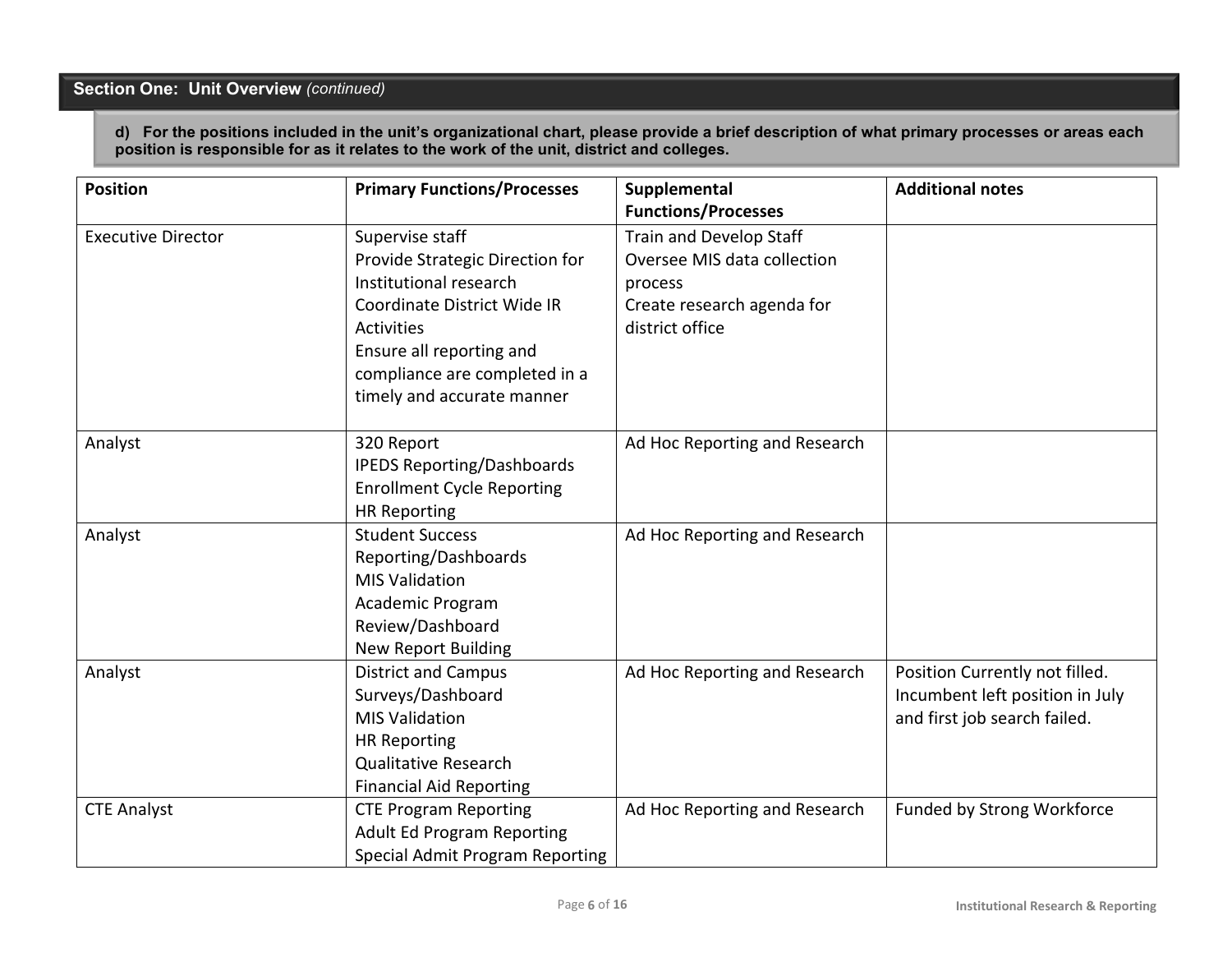## Section One: Unit Overview *(continued)*

**d) For the positions included in the unit's organizational chart, please provide a brief description of what primary processes or areas each position is responsible for as it relates to the work of the unit, district and colleges.**

| Position | Primary Functions/Processes | Supplemental Functions/Processes | Additional notes |
|---|---|---|---|
| Executive Director | Supervise staff<br>Provide Strategic Direction for Institutional research<br>Coordinate District Wide IR Activities<br>Ensure all reporting and compliance are completed in a timely and accurate manner | Train and Develop Staff<br>Oversee MIS data collection process<br>Create research agenda for district office | |
| Analyst | 320 Report<br>IPEDS Reporting/Dashboards<br>Enrollment Cycle Reporting<br>HR Reporting | Ad Hoc Reporting and Research | |
| Analyst | Student Success Reporting/Dashboards<br>MIS Validation<br>Academic Program Review/Dashboard<br>New Report Building | Ad Hoc Reporting and Research | |
| Analyst | District and Campus Surveys/Dashboard<br>MIS Validation<br>HR Reporting<br>Qualitative Research<br>Financial Aid Reporting | Ad Hoc Reporting and Research | Position Currently not filled. Incumbent left position in July and first job search failed. |
| CTE Analyst | CTE Program Reporting<br>Adult Ed Program Reporting<br>Special Admit Program Reporting | Ad Hoc Reporting and Research | Funded by Strong Workforce |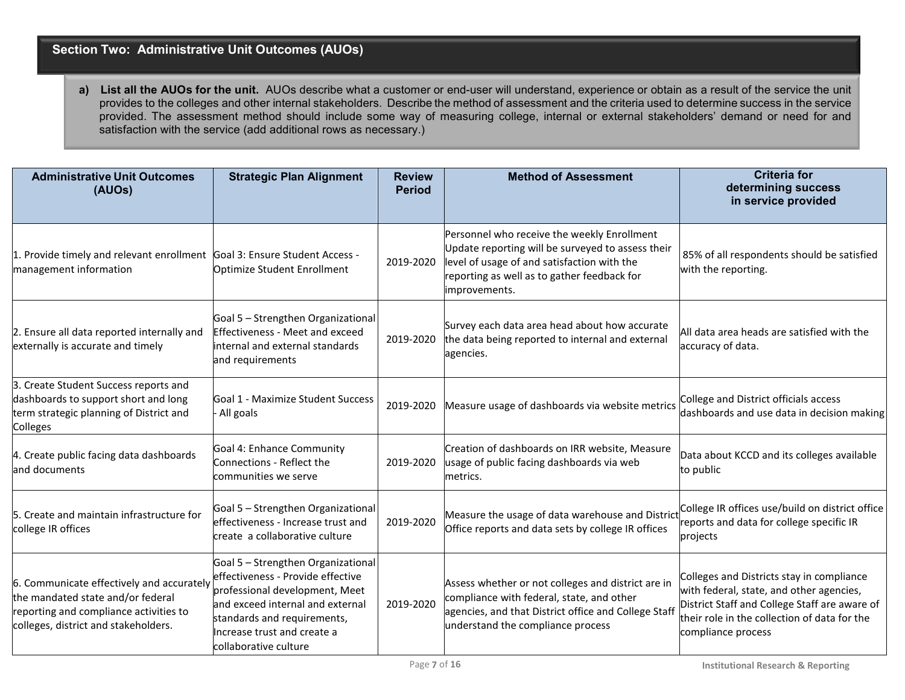## Section Two: Administrative Unit Outcomes (AUOs)

**a) List all the AUOs for the unit.** AUOs describe what a customer or end-user will understand, experience or obtain as a result of the service the unit provides to the colleges and other internal stakeholders. Describe the method of assessment and the criteria used to determine success in the service provided. The assessment method should include some way of measuring college, internal or external stakeholders' demand or need for and satisfaction with the service (add additional rows as necessary.)

| Administrative Unit Outcomes (AUOs) | Strategic Plan Alignment | Review Period | Method of Assessment | Criteria for determining success in service provided |
|---|---|---|---|---|
| 1. Provide timely and relevant enrollment management information | Goal 3: Ensure Student Access - Optimize Student Enrollment | 2019-2020 | Personnel who receive the weekly Enrollment Update reporting will be surveyed to assess their level of usage of and satisfaction with the reporting as well as to gather feedback for improvements. | 85% of all respondents should be satisfied with the reporting. |
| 2. Ensure all data reported internally and externally is accurate and timely | Goal 5 – Strengthen Organizational Effectiveness - Meet and exceed internal and external standards and requirements | 2019-2020 | Survey each data area head about how accurate the data being reported to internal and external agencies. | All data area heads are satisfied with the accuracy of data. |
| 3. Create Student Success reports and dashboards to support short and long term strategic planning of District and Colleges | Goal 1 - Maximize Student Success - All goals | 2019-2020 | Measure usage of dashboards via website metrics | College and District officials access dashboards and use data in decision making |
| 4. Create public facing data dashboards and documents | Goal 4: Enhance Community Connections - Reflect the communities we serve | 2019-2020 | Creation of dashboards on IRR website, Measure usage of public facing dashboards via web metrics. | Data about KCCD and its colleges available to public |
| 5. Create and maintain infrastructure for college IR offices | Goal 5 – Strengthen Organizational effectiveness - Increase trust and create a collaborative culture | 2019-2020 | Measure the usage of data warehouse and District Office reports and data sets by college IR offices | College IR offices use/build on district office reports and data for college specific IR projects |
| 6. Communicate effectively and accurately the mandated state and/or federal reporting and compliance activities to colleges, district and stakeholders. | Goal 5 – Strengthen Organizational effectiveness - Provide effective professional development, Meet and exceed internal and external standards and requirements, Increase trust and create a collaborative culture | 2019-2020 | Assess whether or not colleges and district are in compliance with federal, state, and other agencies, and that District office and College Staff understand the compliance process | Colleges and Districts stay in compliance with federal, state, and other agencies, District Staff and College Staff are aware of their role in the collection of data for the compliance process |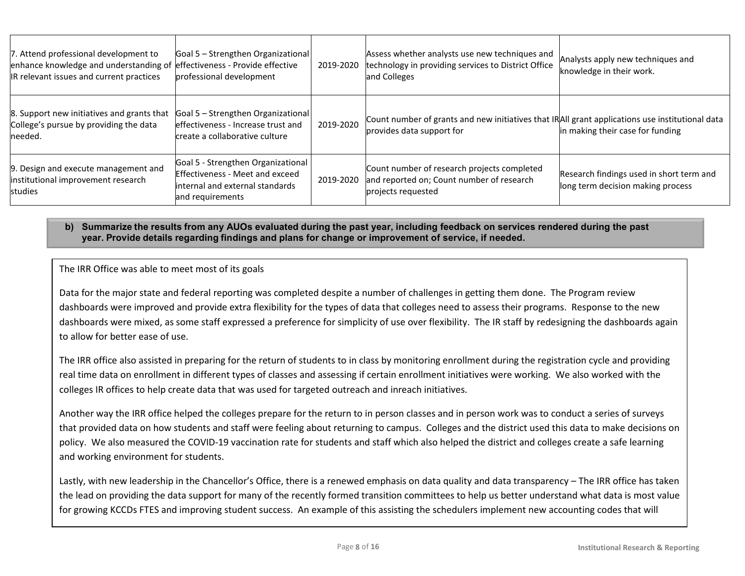| | | | | |
|---|---|---|---|---|
| 7. Attend professional development to enhance knowledge and understanding of IR relevant issues and current practices | Goal 5 – Strengthen Organizational effectiveness - Provide effective professional development | 2019-2020 | Assess whether analysts use new techniques and technology in providing services to District Office and Colleges | Analysts apply new techniques and knowledge in their work. |
| 8. Support new initiatives and grants that College's pursue by providing the data needed. | Goal 5 – Strengthen Organizational effectiveness - Increase trust and create a collaborative culture | 2019-2020 | Count number of grants and new initiatives that IR provides data support for | All grant applications use institutional data in making their case for funding |
| 9. Design and execute management and institutional improvement research studies | Goal 5 - Strengthen Organizational Effectiveness - Meet and exceed internal and external standards and requirements | 2019-2020 | Count number of research projects completed and reported on; Count number of research projects requested | Research findings used in short term and long term decision making process |

**b) Summarize the results from any AUOs evaluated during the past year, including feedback on services rendered during the past year. Provide details regarding findings and plans for change or improvement of service, if needed.**

The IRR Office was able to meet most of its goals

Data for the major state and federal reporting was completed despite a number of challenges in getting them done. The Program review dashboards were improved and provide extra flexibility for the types of data that colleges need to assess their programs. Response to the new dashboards were mixed, as some staff expressed a preference for simplicity of use over flexibility. The IR staff by redesigning the dashboards again to allow for better ease of use.

The IRR office also assisted in preparing for the return of students to in class by monitoring enrollment during the registration cycle and providing real time data on enrollment in different types of classes and assessing if certain enrollment initiatives were working. We also worked with the colleges IR offices to help create data that was used for targeted outreach and inreach initiatives.

Another way the IRR office helped the colleges prepare for the return to in person classes and in person work was to conduct a series of surveys that provided data on how students and staff were feeling about returning to campus. Colleges and the district used this data to make decisions on policy. We also measured the COVID-19 vaccination rate for students and staff which also helped the district and colleges create a safe learning and working environment for students.

Lastly, with new leadership in the Chancellor's Office, there is a renewed emphasis on data quality and data transparency – The IRR office has taken the lead on providing the data support for many of the recently formed transition committees to help us better understand what data is most value for growing KCCDs FTES and improving student success. An example of this assisting the schedulers implement new accounting codes that will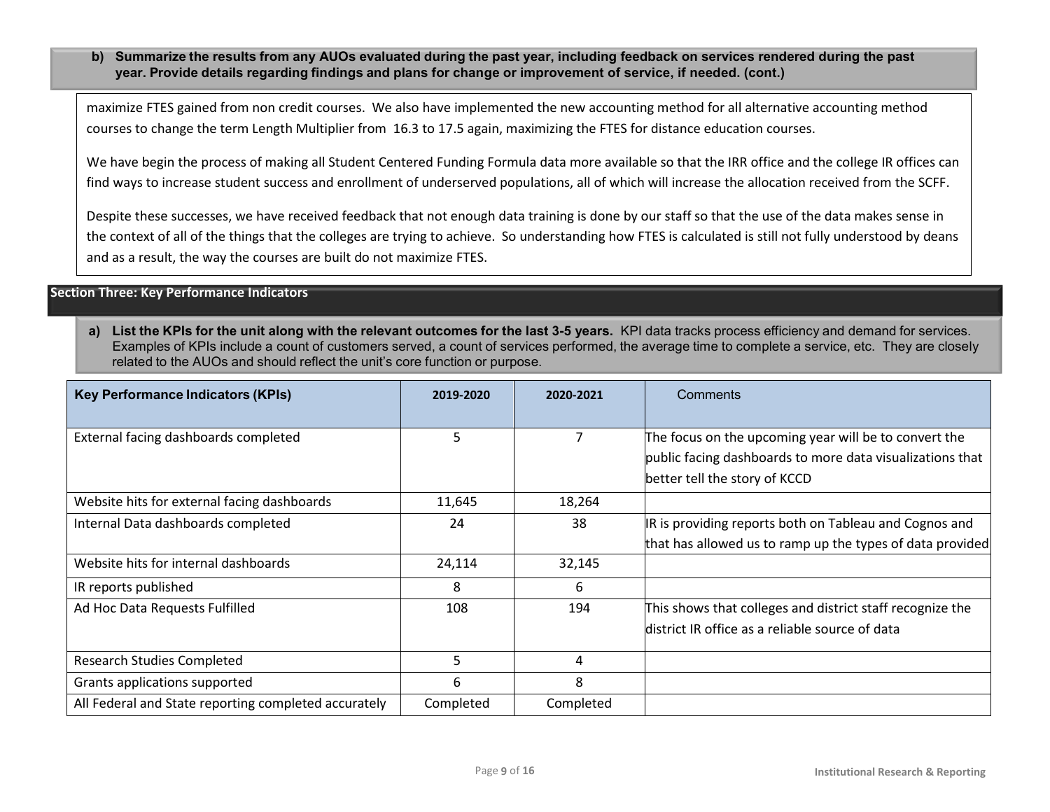**b) Summarize the results from any AUOs evaluated during the past year, including feedback on services rendered during the past year. Provide details regarding findings and plans for change or improvement of service, if needed. (cont.)**

maximize FTES gained from non credit courses. We also have implemented the new accounting method for all alternative accounting method courses to change the term Length Multiplier from 16.3 to 17.5 again, maximizing the FTES for distance education courses.

We have begin the process of making all Student Centered Funding Formula data more available so that the IRR office and the college IR offices can find ways to increase student success and enrollment of underserved populations, all of which will increase the allocation received from the SCFF.

Despite these successes, we have received feedback that not enough data training is done by our staff so that the use of the data makes sense in the context of all of the things that the colleges are trying to achieve. So understanding how FTES is calculated is still not fully understood by deans and as a result, the way the courses are built do not maximize FTES.

## Section Three: Key Performance Indicators

**a) List the KPIs for the unit along with the relevant outcomes for the last 3-5 years.** KPI data tracks process efficiency and demand for services. Examples of KPIs include a count of customers served, a count of services performed, the average time to complete a service, etc. They are closely related to the AUOs and should reflect the unit's core function or purpose.

| Key Performance Indicators (KPIs) | 2019-2020 | 2020-2021 | Comments |
|---|---|---|---|
| External facing dashboards completed | 5 | 7 | The focus on the upcoming year will be to convert the public facing dashboards to more data visualizations that better tell the story of KCCD |
| Website hits for external facing dashboards | 11,645 | 18,264 | |
| Internal Data dashboards completed | 24 | 38 | IR is providing reports both on Tableau and Cognos and that has allowed us to ramp up the types of data provided |
| Website hits for internal dashboards | 24,114 | 32,145 | |
| IR reports published | 8 | 6 | |
| Ad Hoc Data Requests Fulfilled | 108 | 194 | This shows that colleges and district staff recognize the district IR office as a reliable source of data |
| Research Studies Completed | 5 | 4 | |
| Grants applications supported | 6 | 8 | |
| All Federal and State reporting completed accurately | Completed | Completed | |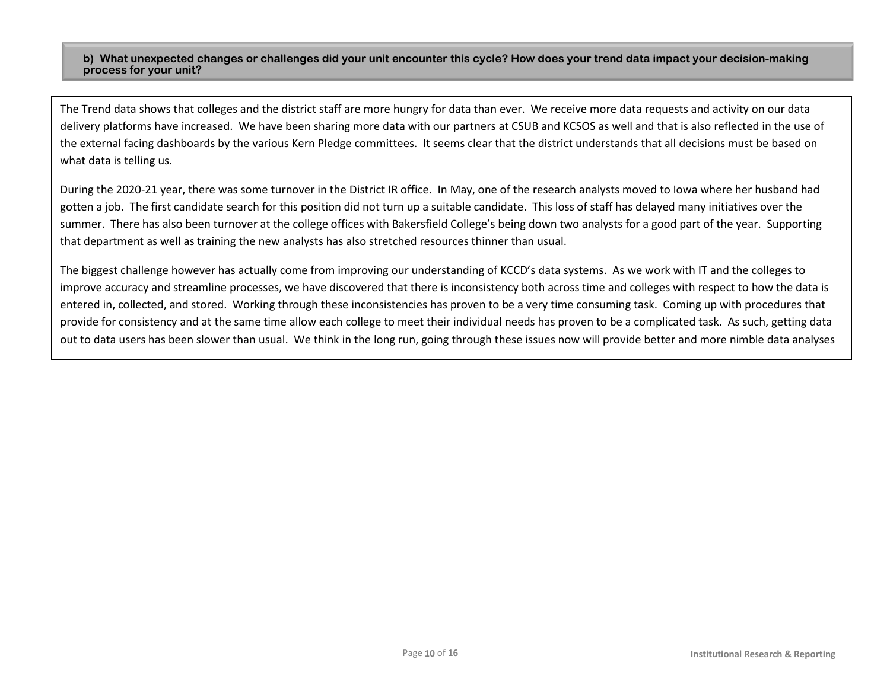**b) What unexpected changes or challenges did your unit encounter this cycle? How does your trend data impact your decision-making process for your unit?**

The Trend data shows that colleges and the district staff are more hungry for data than ever. We receive more data requests and activity on our data delivery platforms have increased. We have been sharing more data with our partners at CSUB and KCSOS as well and that is also reflected in the use of the external facing dashboards by the various Kern Pledge committees. It seems clear that the district understands that all decisions must be based on what data is telling us.

During the 2020-21 year, there was some turnover in the District IR office. In May, one of the research analysts moved to Iowa where her husband had gotten a job. The first candidate search for this position did not turn up a suitable candidate. This loss of staff has delayed many initiatives over the summer. There has also been turnover at the college offices with Bakersfield College's being down two analysts for a good part of the year. Supporting that department as well as training the new analysts has also stretched resources thinner than usual.

The biggest challenge however has actually come from improving our understanding of KCCD's data systems. As we work with IT and the colleges to improve accuracy and streamline processes, we have discovered that there is inconsistency both across time and colleges with respect to how the data is entered in, collected, and stored. Working through these inconsistencies has proven to be a very time consuming task. Coming up with procedures that provide for consistency and at the same time allow each college to meet their individual needs has proven to be a complicated task. As such, getting data out to data users has been slower than usual. We think in the long run, going through these issues now will provide better and more nimble data analyses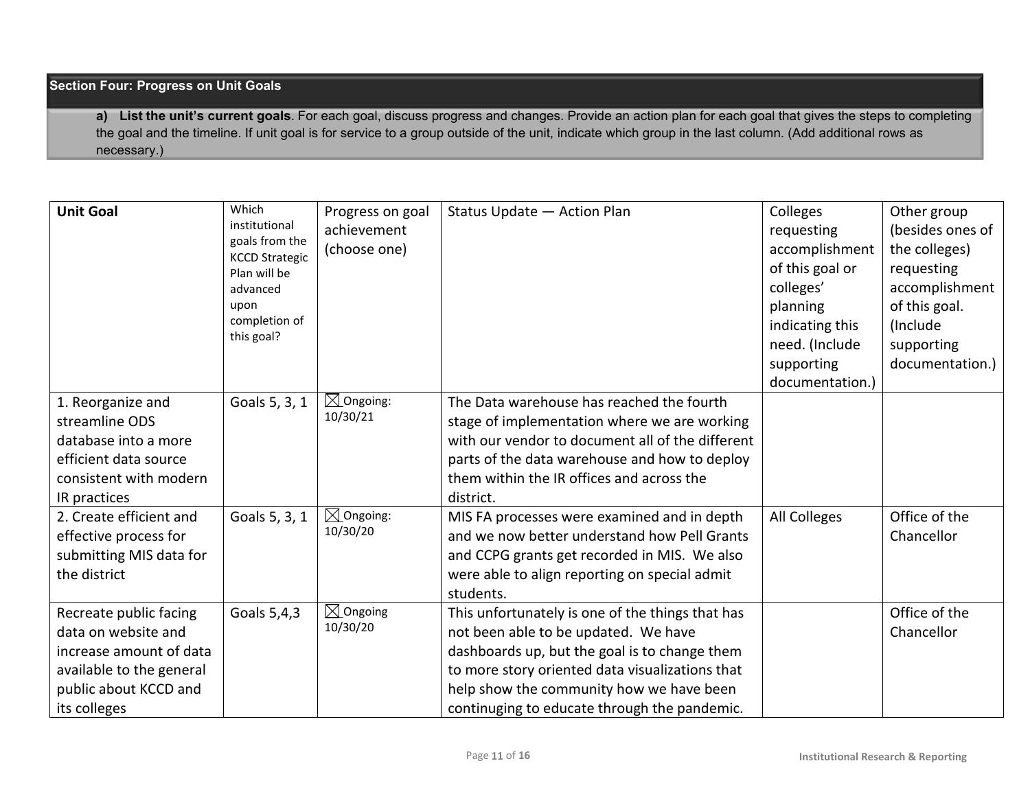## Section Four: Progress on Unit Goals

**a) List the unit's current goals**. For each goal, discuss progress and changes. Provide an action plan for each goal that gives the steps to completing the goal and the timeline. If unit goal is for service to a group outside of the unit, indicate which group in the last column. (Add additional rows as necessary.)

| **Unit Goal** | Which institutional goals from the KCCD Strategic Plan will be advanced upon completion of this goal? | Progress on goal achievement (choose one) | Status Update — Action Plan | Colleges requesting accomplishment of this goal or colleges' planning indicating this need. (Include supporting documentation.) | Other group (besides ones of the colleges) requesting accomplishment of this goal. (Include supporting documentation.) |
|---|---|---|---|---|---|
| 1. Reorganize and streamline ODS database into a more efficient data source consistent with modern IR practices | Goals 5, 3, 1 | ☒ Ongoing: 10/30/21 | The Data warehouse has reached the fourth stage of implementation where we are working with our vendor to document all of the different parts of the data warehouse and how to deploy them within the IR offices and across the district. | | |
| 2. Create efficient and effective process for submitting MIS data for the district | Goals 5, 3, 1 | ☒ Ongoing: 10/30/20 | MIS FA processes were examined and in depth and we now better understand how Pell Grants and CCPG grants get recorded in MIS. We also were able to align reporting on special admit students. | All Colleges | Office of the Chancellor |
| Recreate public facing data on website and increase amount of data available to the general public about KCCD and its colleges | Goals 5,4,3 | ☒ Ongoing 10/30/20 | This unfortunately is one of the things that has not been able to be updated. We have dashboards up, but the goal is to change them to more story oriented data visualizations that help show the community how we have been continuging to educate through the pandemic. | | Office of the Chancellor |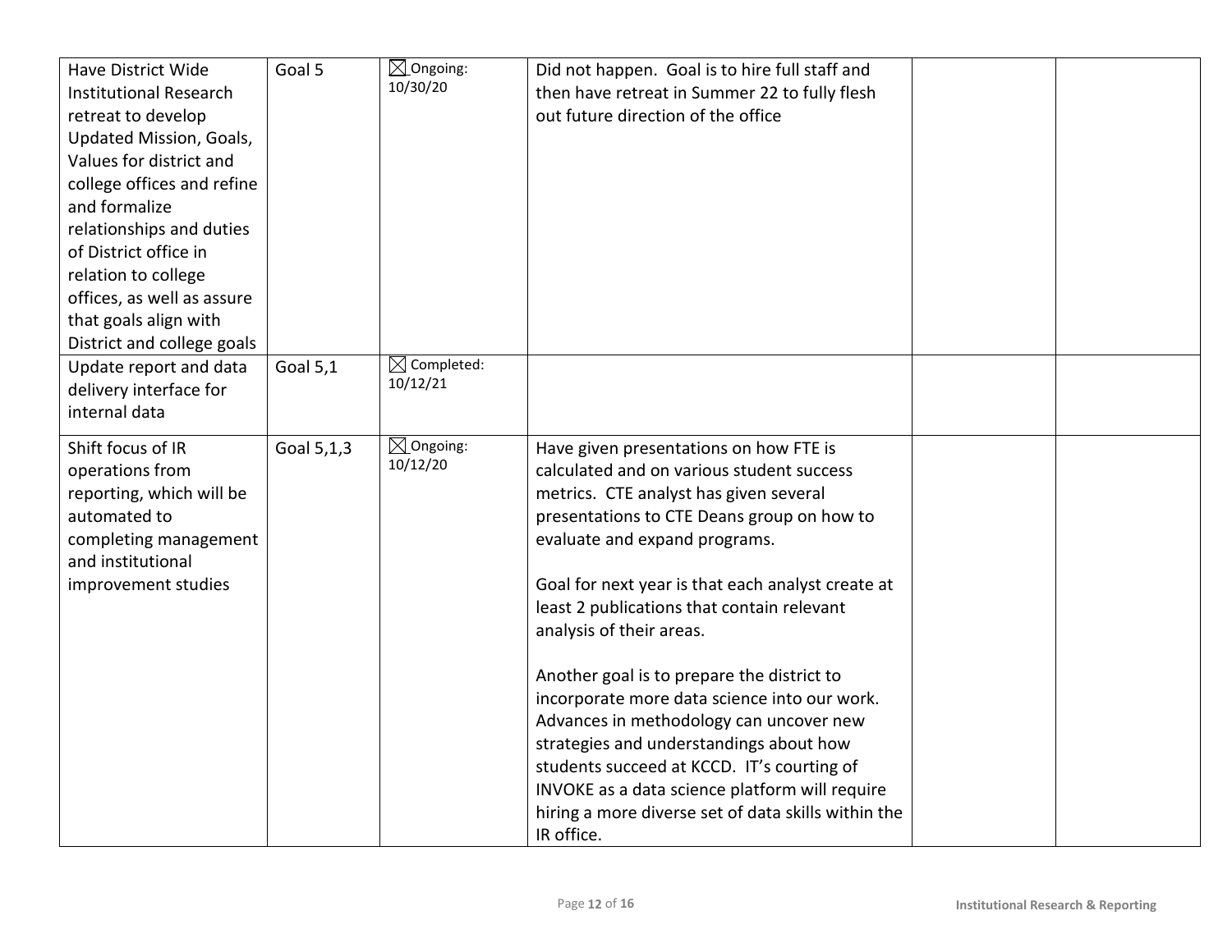| | | | | | |
|---|---|---|---|---|---|
| Have District Wide Institutional Research retreat to develop Updated Mission, Goals, Values for district and college offices and refine and formalize relationships and duties of District office in relation to college offices, as well as assure that goals align with District and college goals | Goal 5 | ☒ Ongoing: 10/30/20 | Did not happen. Goal is to hire full staff and then have retreat in Summer 22 to fully flesh out future direction of the office | | |
| Update report and data delivery interface for internal data | Goal 5,1 | ☒ Completed: 10/12/21 | | | |
| Shift focus of IR operations from reporting, which will be automated to completing management and institutional improvement studies | Goal 5,1,3 | ☒ Ongoing: 10/12/20 | Have given presentations on how FTE is calculated and on various student success metrics. CTE analyst has given several presentations to CTE Deans group on how to evaluate and expand programs.<br><br>Goal for next year is that each analyst create at least 2 publications that contain relevant analysis of their areas.<br><br>Another goal is to prepare the district to incorporate more data science into our work. Advances in methodology can uncover new strategies and understandings about how students succeed at KCCD. IT's courting of INVOKE as a data science platform will require hiring a more diverse set of data skills within the IR office. | | |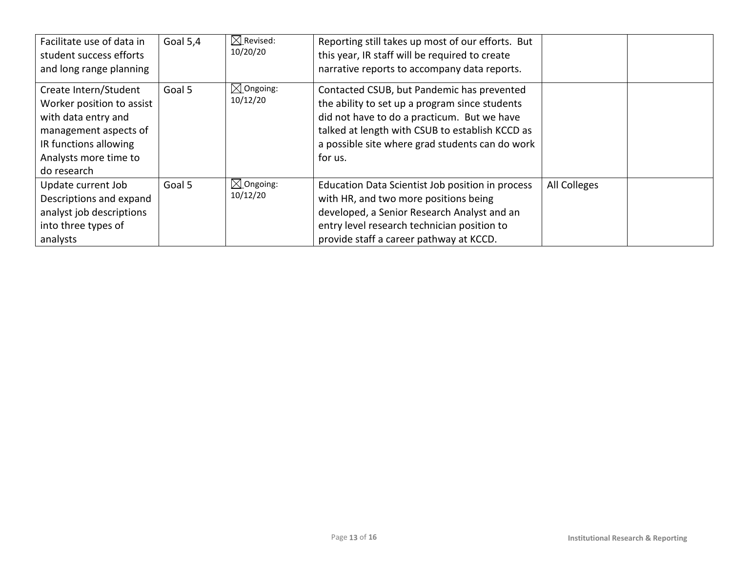| | | | | | |
|---|---|---|---|---|---|
| Facilitate use of data in student success efforts and long range planning | Goal 5,4 | ☒ Revised: 10/20/20 | Reporting still takes up most of our efforts. But this year, IR staff will be required to create narrative reports to accompany data reports. | | |
| Create Intern/Student Worker position to assist with data entry and management aspects of IR functions allowing Analysts more time to do research | Goal 5 | ☒ Ongoing: 10/12/20 | Contacted CSUB, but Pandemic has prevented the ability to set up a program since students did not have to do a practicum. But we have talked at length with CSUB to establish KCCD as a possible site where grad students can do work for us. | | |
| Update current Job Descriptions and expand analyst job descriptions into three types of analysts | Goal 5 | ☒ Ongoing: 10/12/20 | Education Data Scientist Job position in process with HR, and two more positions being developed, a Senior Research Analyst and an entry level research technician position to provide staff a career pathway at KCCD. | All Colleges | |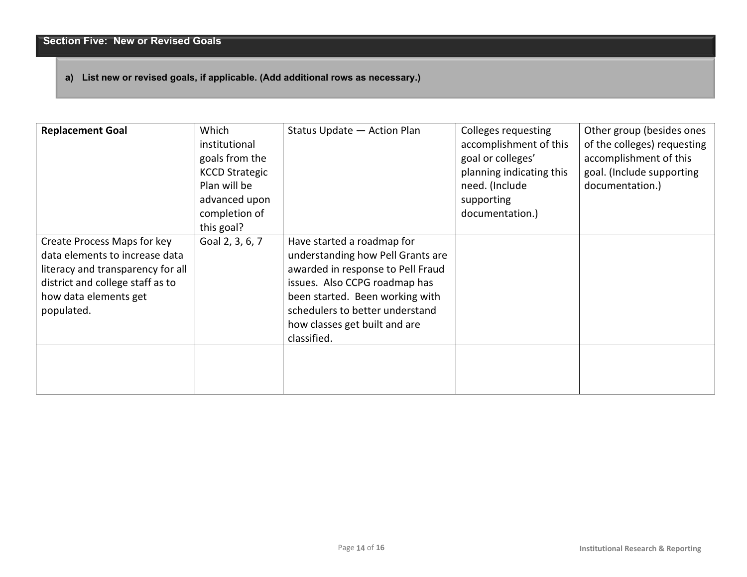## Section Five: New or Revised Goals

**a) List new or revised goals, if applicable. (Add additional rows as necessary.)**

| **Replacement Goal** | Which institutional goals from the KCCD Strategic Plan will be advanced upon completion of this goal? | Status Update — Action Plan | Colleges requesting accomplishment of this goal or colleges' planning indicating this need. (Include supporting documentation.) | Other group (besides ones of the colleges) requesting accomplishment of this goal. (Include supporting documentation.) |
|---|---|---|---|---|
| Create Process Maps for key data elements to increase data literacy and transparency for all district and college staff as to how data elements get populated. | Goal 2, 3, 6, 7 | Have started a roadmap for understanding how Pell Grants are awarded in response to Pell Fraud issues. Also CCPG roadmap has been started. Been working with schedulers to better understand how classes get built and are classified. | | |
| | | | | |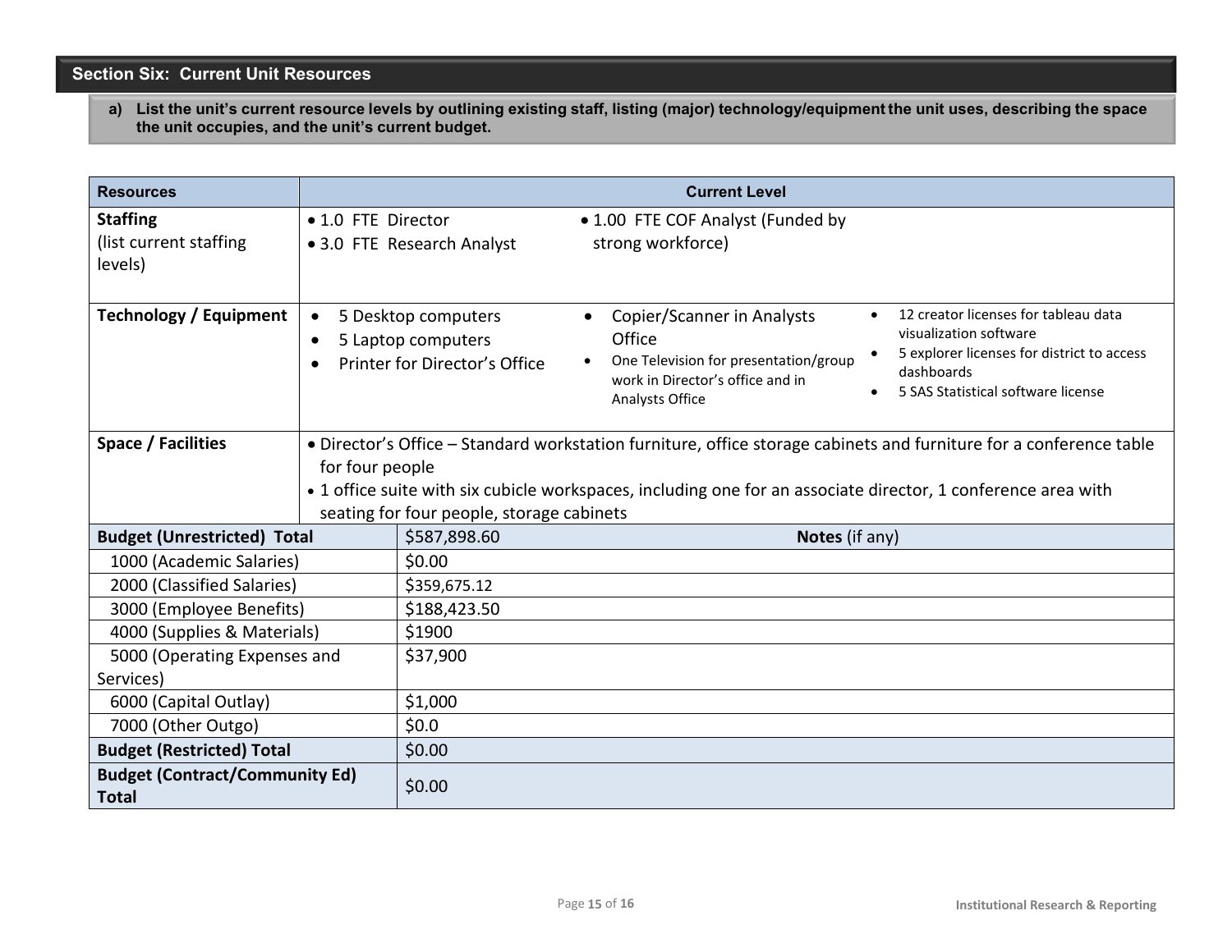## Section Six: Current Unit Resources

**a) List the unit's current resource levels by outlining existing staff, listing (major) technology/equipment the unit uses, describing the space the unit occupies, and the unit's current budget.**

| Resources | Current Level | |
|---|---|---|
| **Staffing** (list current staffing levels) | • 1.0 FTE Director<br>• 3.0 FTE Research Analyst<br>• 1.00 FTE COF Analyst (Funded by strong workforce) | |
| **Technology / Equipment** | • 5 Desktop computers<br>• 5 Laptop computers<br>• Printer for Director's Office<br>• Copier/Scanner in Analysts Office<br>• One Television for presentation/group work in Director's office and in Analysts Office<br>• 12 creator licenses for tableau data visualization software<br>• 5 explorer licenses for district to access dashboards<br>• 5 SAS Statistical software license | |
| **Space / Facilities** | • Director's Office – Standard workstation furniture, office storage cabinets and furniture for a conference table for four people<br>• 1 office suite with six cubicle workspaces, including one for an associate director, 1 conference area with seating for four people, storage cabinets | |
| **Budget (Unrestricted) Total** | $587,898.60 | **Notes** (if any) |
| 1000 (Academic Salaries) | $0.00 | |
| 2000 (Classified Salaries) | $359,675.12 | |
| 3000 (Employee Benefits) | $188,423.50 | |
| 4000 (Supplies & Materials) | $1900 | |
| 5000 (Operating Expenses and Services) | $37,900 | |
| 6000 (Capital Outlay) | $1,000 | |
| 7000 (Other Outgo) | $0.0 | |
| **Budget (Restricted) Total** | $0.00 | |
| **Budget (Contract/Community Ed) Total** | $0.00 | |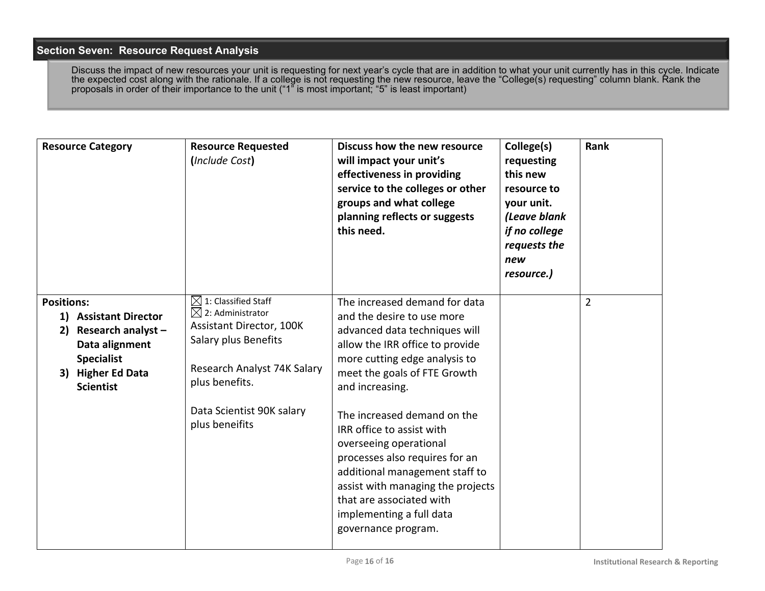## Section Seven: Resource Request Analysis

Discuss the impact of new resources your unit is requesting for next year's cycle that are in addition to what your unit currently has in this cycle. Indicate the expected cost along with the rationale. If a college is not requesting the new resource, leave the "College(s) requesting" column blank. Rank the proposals in order of their importance to the unit ("1" is most important; "5" is least important)

| **Resource Category** | **Resource Requested (*Include Cost*)** | **Discuss how the new resource will impact your unit's effectiveness in providing service to the colleges or other groups and what college planning reflects or suggests this need.** | **College(s) requesting this new resource to your unit. *(Leave blank if no college requests the new resource.)*** | **Rank** |
|---|---|---|---|---|
| **Positions:**<br>1) **Assistant Director**<br>2) **Research analyst – Data alignment Specialist**<br>3) **Higher Ed Data Scientist** | ☒ 1: Classified Staff<br>☒ 2: Administrator<br>Assistant Director, 100K Salary plus Benefits<br><br>Research Analyst 74K Salary plus benefits.<br><br>Data Scientist 90K salary plus beneifits | The increased demand for data and the desire to use more advanced data techniques will allow the IRR office to provide more cutting edge analysis to meet the goals of FTE Growth and increasing.<br><br>The increased demand on the IRR office to assist with overseeing operational processes also requires for an additional management staff to assist with managing the projects that are associated with implementing a full data governance program. | | 2 |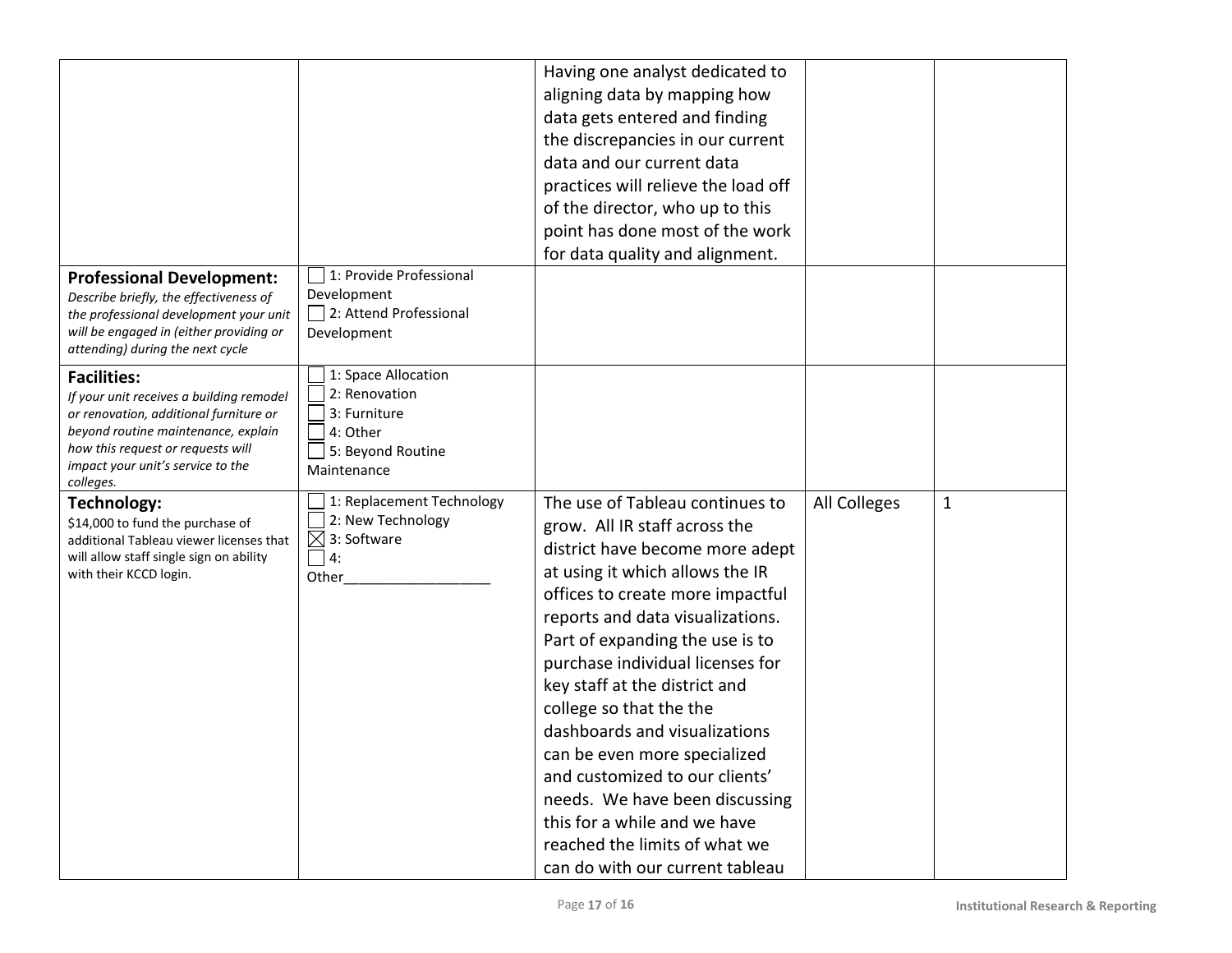| | | | | |
|---|---|---|---|---|
| | | Having one analyst dedicated to aligning data by mapping how data gets entered and finding the discrepancies in our current data and our current data practices will relieve the load off of the director, who up to this point has done most of the work for data quality and alignment. | | |
| **Professional Development:** *Describe briefly, the effectiveness of the professional development your unit will be engaged in (either providing or attending) during the next cycle* | ☐ 1: Provide Professional Development<br>☐ 2: Attend Professional Development | | | |
| **Facilities:** *If your unit receives a building remodel or renovation, additional furniture or beyond routine maintenance, explain how this request or requests will impact your unit's service to the colleges.* | ☐ 1: Space Allocation<br>☐ 2: Renovation<br>☐ 3: Furniture<br>☐ 4: Other<br>☐ 5: Beyond Routine Maintenance | | | |
| **Technology:** $14,000 to fund the purchase of additional Tableau viewer licenses that will allow staff single sign on ability with their KCCD login. | ☐ 1: Replacement Technology<br>☐ 2: New Technology<br>☒ 3: Software<br>☐ 4: Other___________________ | The use of Tableau continues to grow. All IR staff across the district have become more adept at using it which allows the IR offices to create more impactful reports and data visualizations. Part of expanding the use is to purchase individual licenses for key staff at the district and college so that the the dashboards and visualizations can be even more specialized and customized to our clients' needs. We have been discussing this for a while and we have reached the limits of what we can do with our current tableau | All Colleges | 1 |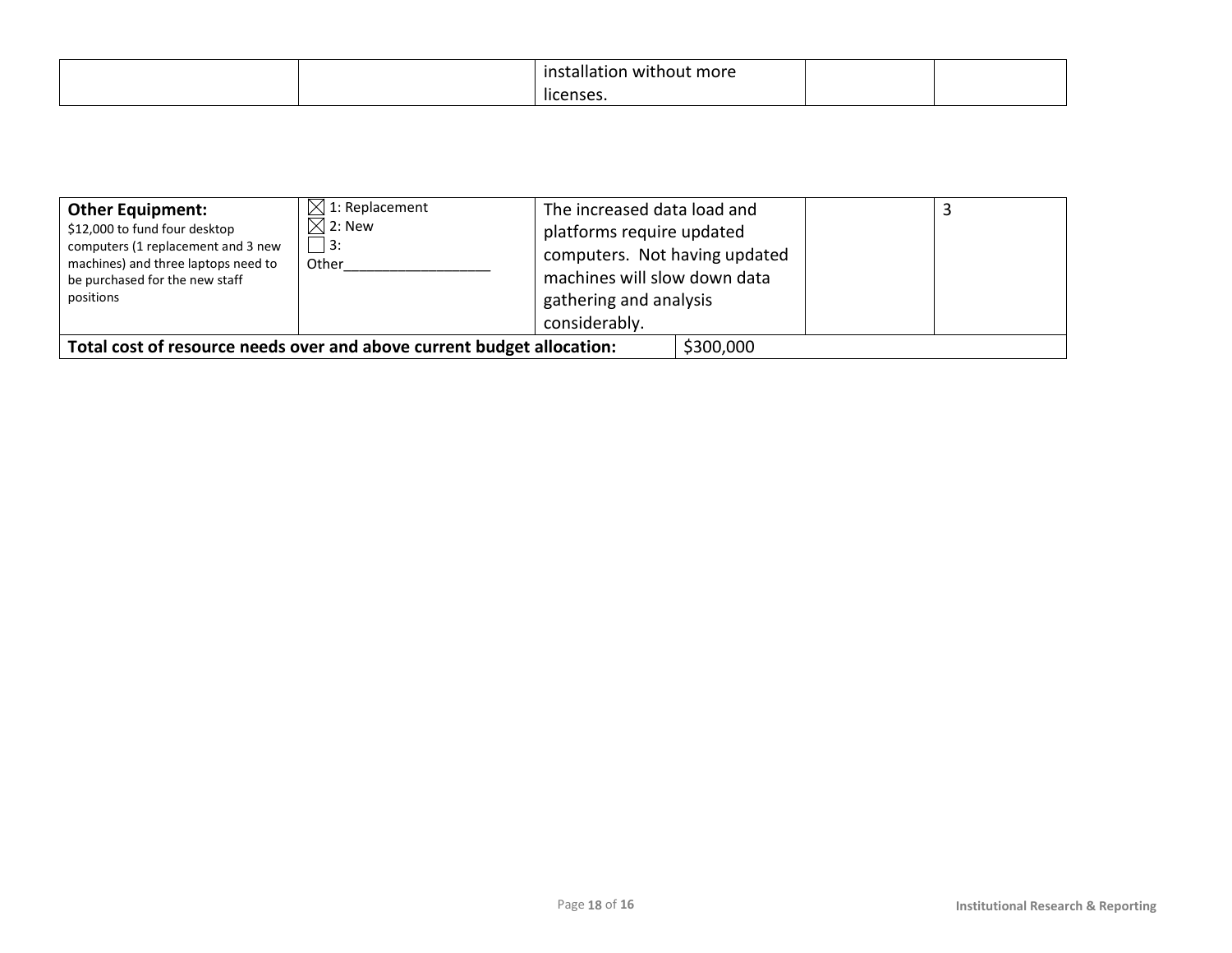| | | installation without more licenses. | | |
|---|---|---|---|---|

| | | | | |
|---|---|---|---|---|
| **Other Equipment:** $12,000 to fund four desktop computers (1 replacement and 3 new machines) and three laptops need to be purchased for the new staff positions | ☒ 1: Replacement<br>☒ 2: New<br>☐ 3: Other__________________ | The increased data load and platforms require updated computers. Not having updated machines will slow down data gathering and analysis considerably. | | 3 |
| **Total cost of resource needs over and above current budget allocation:** | | | $300,000 | |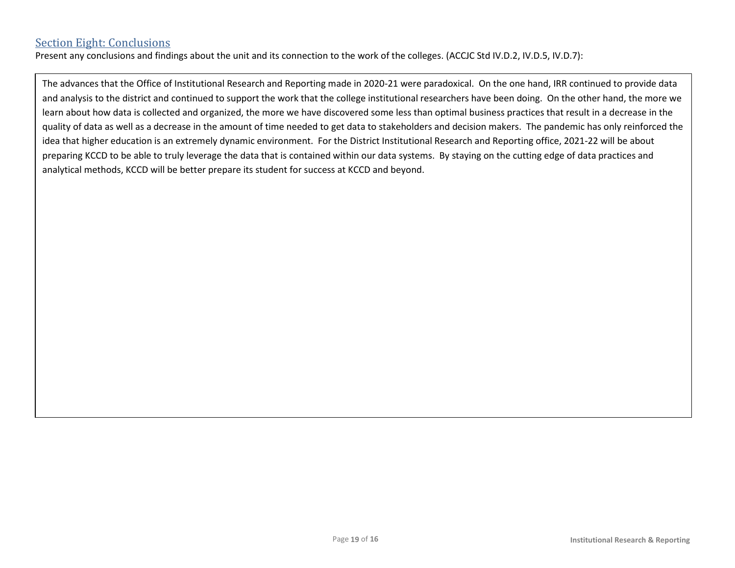## Section Eight: Conclusions

Present any conclusions and findings about the unit and its connection to the work of the colleges. (ACCJC Std IV.D.2, IV.D.5, IV.D.7):

The advances that the Office of Institutional Research and Reporting made in 2020-21 were paradoxical. On the one hand, IRR continued to provide data and analysis to the district and continued to support the work that the college institutional researchers have been doing. On the other hand, the more we learn about how data is collected and organized, the more we have discovered some less than optimal business practices that result in a decrease in the quality of data as well as a decrease in the amount of time needed to get data to stakeholders and decision makers. The pandemic has only reinforced the idea that higher education is an extremely dynamic environment. For the District Institutional Research and Reporting office, 2021-22 will be about preparing KCCD to be able to truly leverage the data that is contained within our data systems. By staying on the cutting edge of data practices and analytical methods, KCCD will be better prepare its student for success at KCCD and beyond.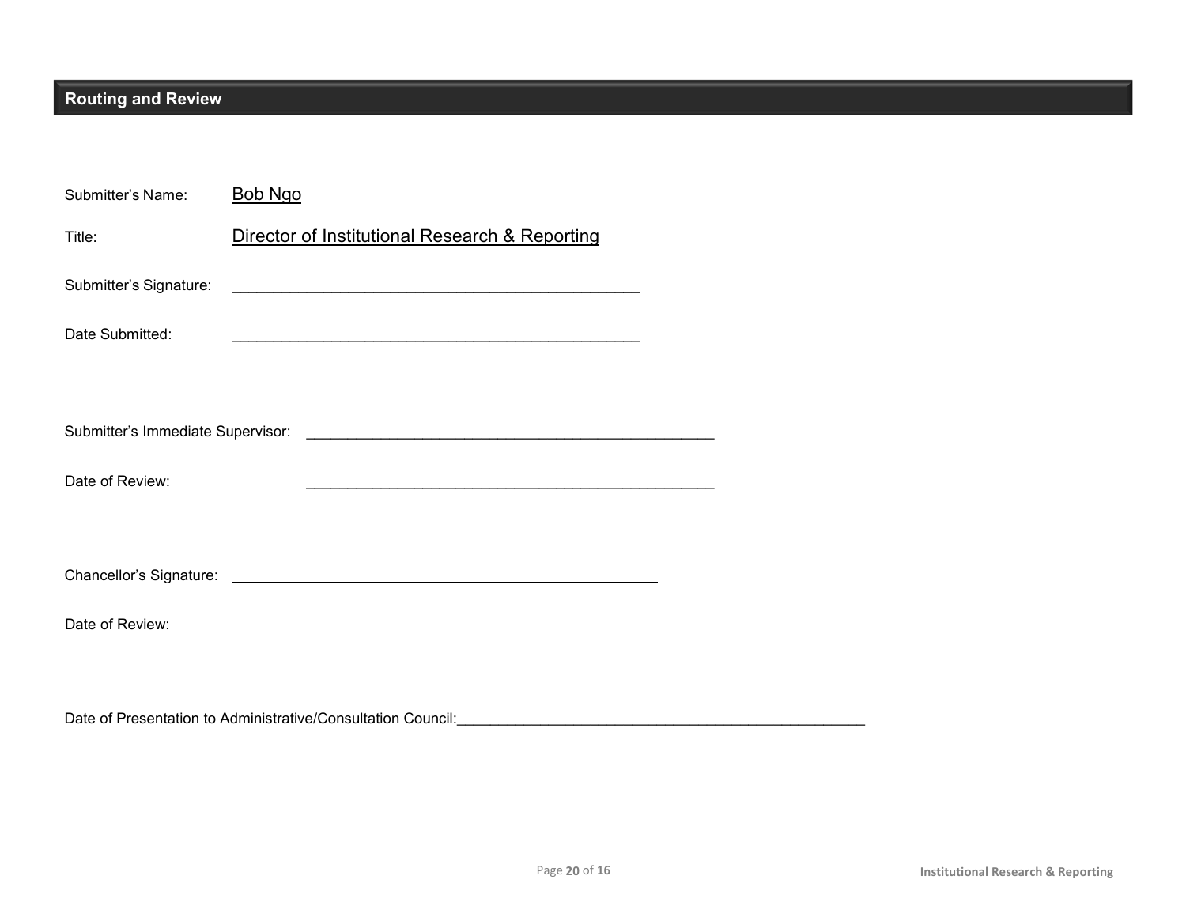## Routing and Review

Submitter's Name: Bob Ngo

Title: Director of Institutional Research & Reporting

Submitter's Signature: ___________________________________________________

Date Submitted: ___________________________________________________

Submitter's Immediate Supervisor: ___________________________________________________

Date of Review: ___________________________________________________

Chancellor's Signature: ___________________________________________________

Date of Review: ___________________________________________________

Date of Presentation to Administrative/Consultation Council:___________________________________________________